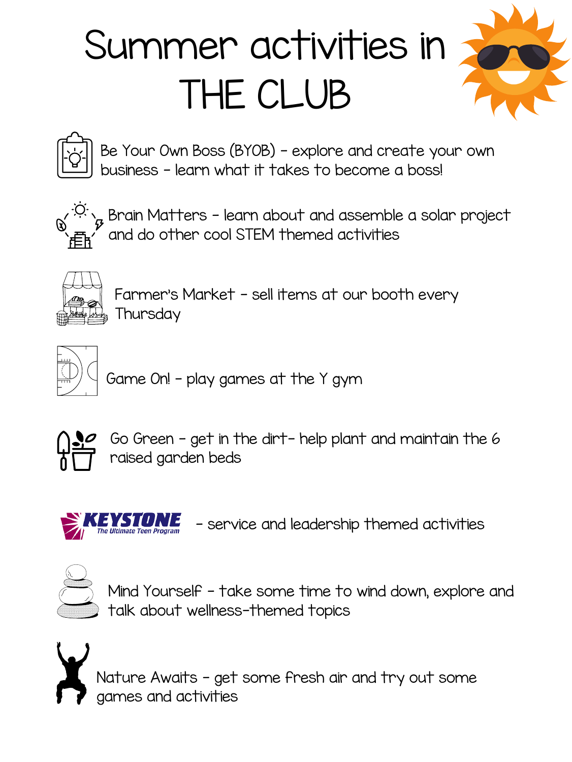# Summer activities in THE CLUB

Be Your Own Boss (BYOB) - explore and create your own business - learn what it takes to become a boss!

Brain Matters - learn about and assemble a solar project and do other cool STEM themed activities

Farmer's Market - sell items at our booth every Thursday

Game On! - play games at the Y gym

Go Green - get in the dirt- help plant and maintain the 6 raised garden beds

KEYSTONE The Ultimate Teen Program - service and leadership themed activities

Mind Yourself - take some time to wind down, explore and talk about wellness-themed topics

Nature Awaits - get some fresh air and try out some games and activities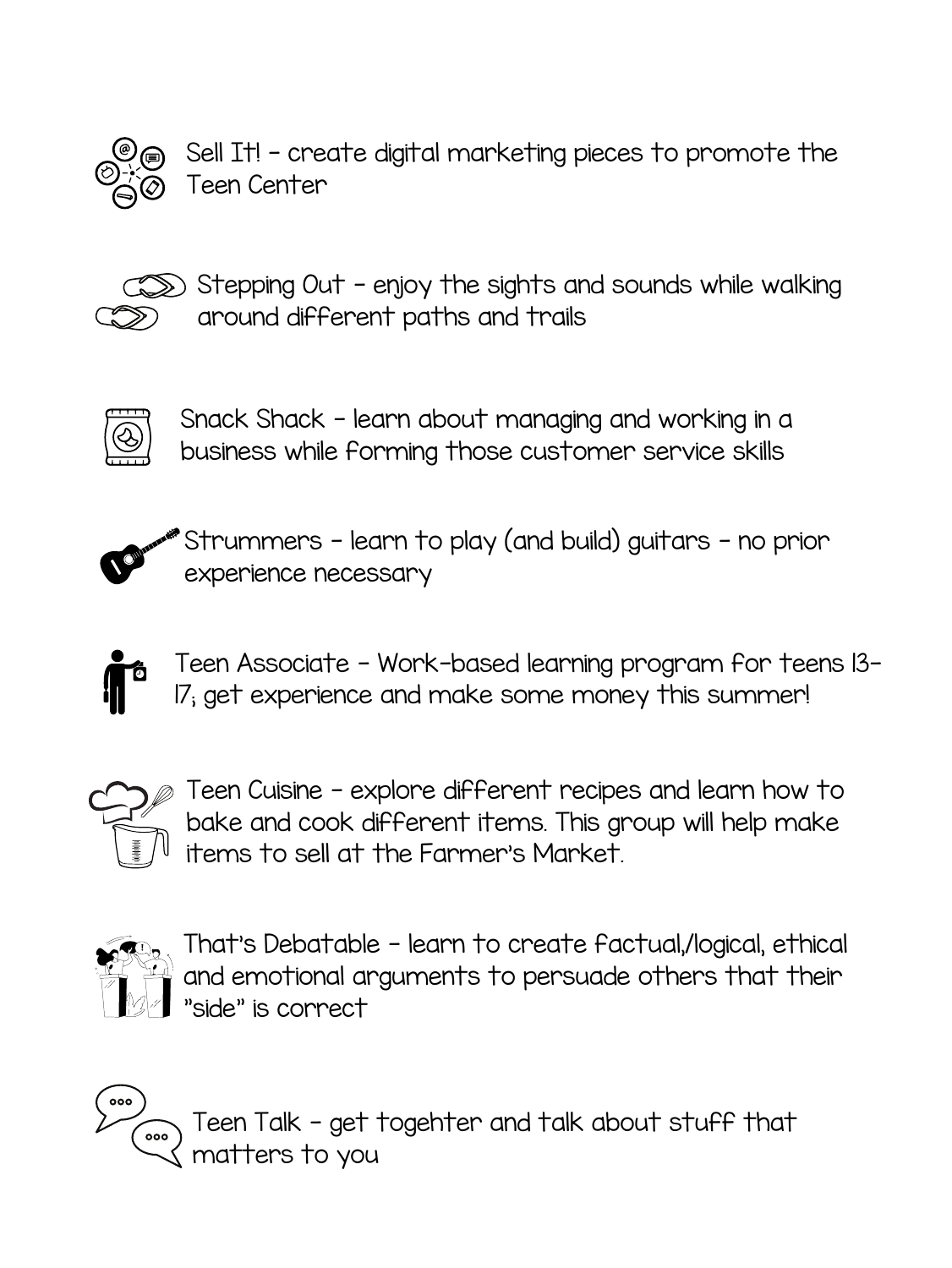Sell It! - create digital marketing pieces to promote the Teen Center

Stepping Out - enjoy the sights and sounds while walking around different paths and trails

Snack Shack - learn about managing and working in a business while forming those customer service skills

Strummers - learn to play (and build) guitars - no prior experience necessary

Teen Associate - Work-based learning program for teens 13-17; get experience and make some money this summer!

Teen Cuisine - explore different recipes and learn how to bake and cook different items. This group will help make items to sell at the Farmer's Market.

That's Debatable - learn to create factual,/logical, ethical and emotional arguments to persuade others that their "side" is correct

Teen Talk - get togehter and talk about stuff that matters to you